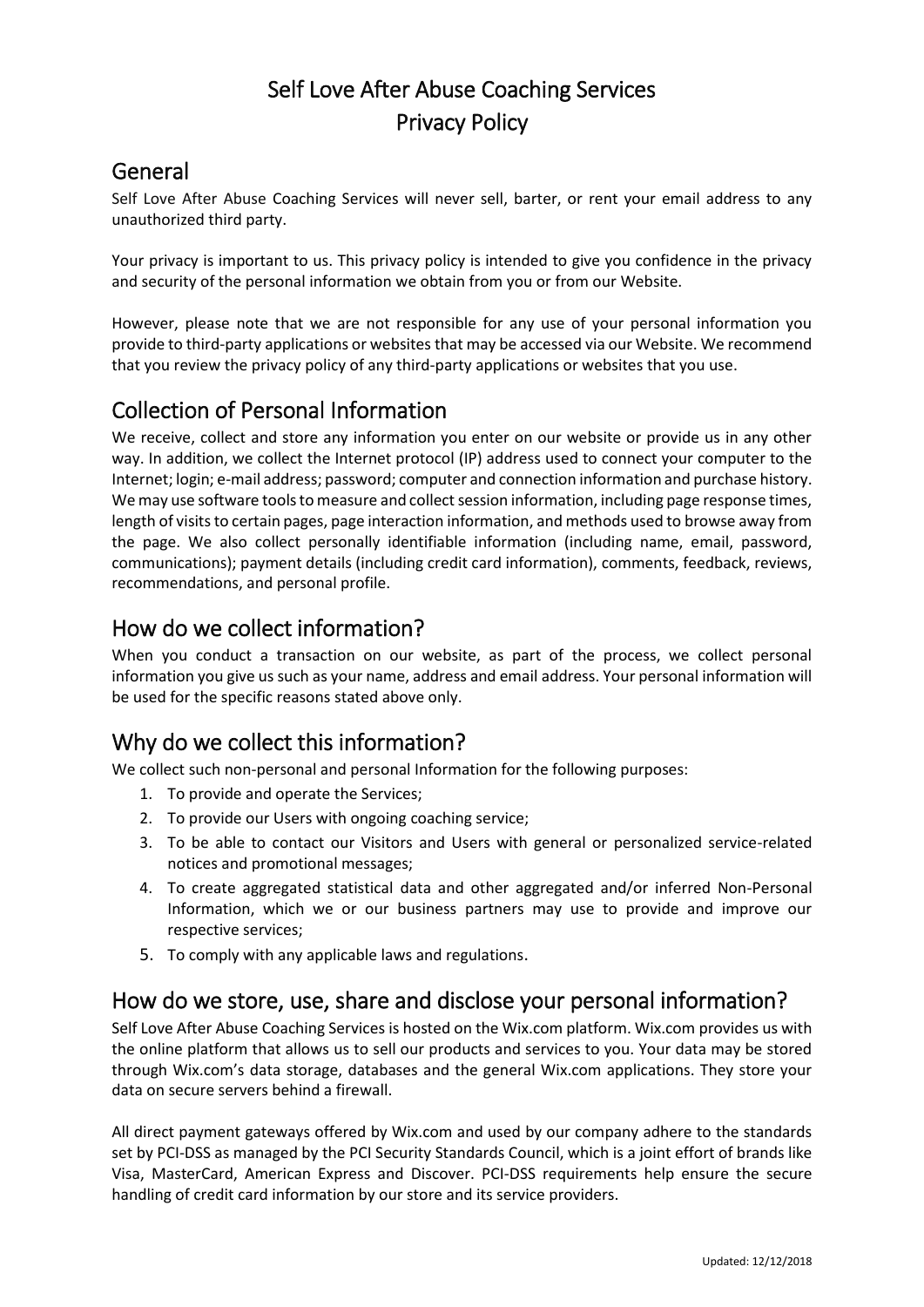# Self Love After Abuse Coaching Services
# Privacy Policy

## General

Self Love After Abuse Coaching Services will never sell, barter, or rent your email address to any unauthorized third party.

Your privacy is important to us. This privacy policy is intended to give you confidence in the privacy and security of the personal information we obtain from you or from our Website.

However, please note that we are not responsible for any use of your personal information you provide to third-party applications or websites that may be accessed via our Website. We recommend that you review the privacy policy of any third-party applications or websites that you use.

## Collection of Personal Information

We receive, collect and store any information you enter on our website or provide us in any other way. In addition, we collect the Internet protocol (IP) address used to connect your computer to the Internet; login; e-mail address; password; computer and connection information and purchase history. We may use software tools to measure and collect session information, including page response times, length of visits to certain pages, page interaction information, and methods used to browse away from the page. We also collect personally identifiable information (including name, email, password, communications); payment details (including credit card information), comments, feedback, reviews, recommendations, and personal profile.

## How do we collect information?

When you conduct a transaction on our website, as part of the process, we collect personal information you give us such as your name, address and email address. Your personal information will be used for the specific reasons stated above only.

## Why do we collect this information?

We collect such non-personal and personal Information for the following purposes:

1. To provide and operate the Services;
2. To provide our Users with ongoing coaching service;
3. To be able to contact our Visitors and Users with general or personalized service-related notices and promotional messages;
4. To create aggregated statistical data and other aggregated and/or inferred Non-Personal Information, which we or our business partners may use to provide and improve our respective services;
5. To comply with any applicable laws and regulations.

## How do we store, use, share and disclose your personal information?

Self Love After Abuse Coaching Services is hosted on the Wix.com platform. Wix.com provides us with the online platform that allows us to sell our products and services to you. Your data may be stored through Wix.com's data storage, databases and the general Wix.com applications. They store your data on secure servers behind a firewall.

All direct payment gateways offered by Wix.com and used by our company adhere to the standards set by PCI-DSS as managed by the PCI Security Standards Council, which is a joint effort of brands like Visa, MasterCard, American Express and Discover. PCI-DSS requirements help ensure the secure handling of credit card information by our store and its service providers.

Updated: 12/12/2018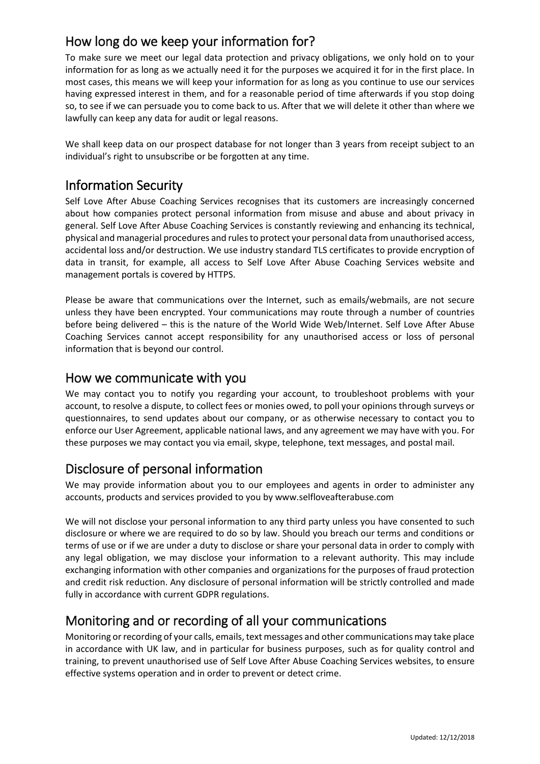## How long do we keep your information for?

To make sure we meet our legal data protection and privacy obligations, we only hold on to your information for as long as we actually need it for the purposes we acquired it for in the first place. In most cases, this means we will keep your information for as long as you continue to use our services having expressed interest in them, and for a reasonable period of time afterwards if you stop doing so, to see if we can persuade you to come back to us. After that we will delete it other than where we lawfully can keep any data for audit or legal reasons.

We shall keep data on our prospect database for not longer than 3 years from receipt subject to an individual's right to unsubscribe or be forgotten at any time.

## Information Security

Self Love After Abuse Coaching Services recognises that its customers are increasingly concerned about how companies protect personal information from misuse and abuse and about privacy in general. Self Love After Abuse Coaching Services is constantly reviewing and enhancing its technical, physical and managerial procedures and rules to protect your personal data from unauthorised access, accidental loss and/or destruction. We use industry standard TLS certificates to provide encryption of data in transit, for example, all access to Self Love After Abuse Coaching Services website and management portals is covered by HTTPS.

Please be aware that communications over the Internet, such as emails/webmails, are not secure unless they have been encrypted. Your communications may route through a number of countries before being delivered – this is the nature of the World Wide Web/Internet. Self Love After Abuse Coaching Services cannot accept responsibility for any unauthorised access or loss of personal information that is beyond our control.

## How we communicate with you

We may contact you to notify you regarding your account, to troubleshoot problems with your account, to resolve a dispute, to collect fees or monies owed, to poll your opinions through surveys or questionnaires, to send updates about our company, or as otherwise necessary to contact you to enforce our User Agreement, applicable national laws, and any agreement we may have with you. For these purposes we may contact you via email, skype, telephone, text messages, and postal mail.

## Disclosure of personal information

We may provide information about you to our employees and agents in order to administer any accounts, products and services provided to you by www.selfloveafterabuse.com

We will not disclose your personal information to any third party unless you have consented to such disclosure or where we are required to do so by law. Should you breach our terms and conditions or terms of use or if we are under a duty to disclose or share your personal data in order to comply with any legal obligation, we may disclose your information to a relevant authority. This may include exchanging information with other companies and organizations for the purposes of fraud protection and credit risk reduction. Any disclosure of personal information will be strictly controlled and made fully in accordance with current GDPR regulations.

## Monitoring and or recording of all your communications

Monitoring or recording of your calls, emails, text messages and other communications may take place in accordance with UK law, and in particular for business purposes, such as for quality control and training, to prevent unauthorised use of Self Love After Abuse Coaching Services websites, to ensure effective systems operation and in order to prevent or detect crime.

Updated: 12/12/2018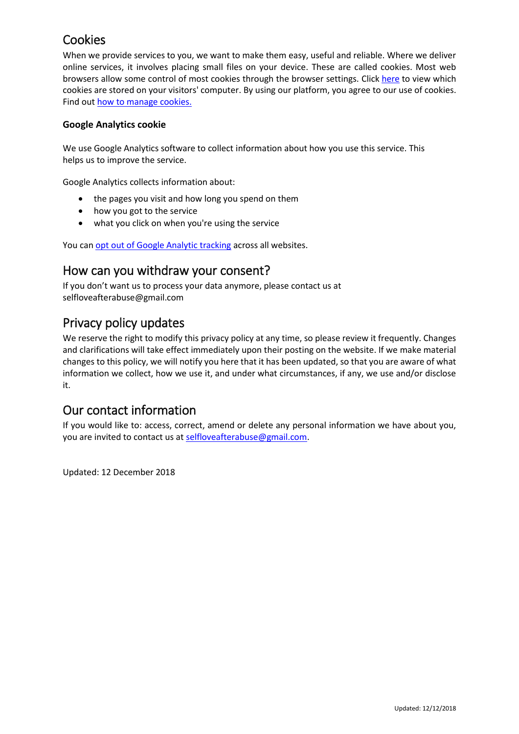## Cookies

When we provide services to you, we want to make them easy, useful and reliable. Where we deliver online services, it involves placing small files on your device. These are called cookies. Most web browsers allow some control of most cookies through the browser settings. Click here to view which cookies are stored on your visitors' computer. By using our platform, you agree to our use of cookies. Find out how to manage cookies.

**Google Analytics cookie**

We use Google Analytics software to collect information about how you use this service. This helps us to improve the service.

Google Analytics collects information about:

- the pages you visit and how long you spend on them
- how you got to the service
- what you click on when you're using the service

You can opt out of Google Analytic tracking across all websites.

## How can you withdraw your consent?

If you don't want us to process your data anymore, please contact us at selfloveafterabuse@gmail.com

## Privacy policy updates

We reserve the right to modify this privacy policy at any time, so please review it frequently. Changes and clarifications will take effect immediately upon their posting on the website. If we make material changes to this policy, we will notify you here that it has been updated, so that you are aware of what information we collect, how we use it, and under what circumstances, if any, we use and/or disclose it.

## Our contact information

If you would like to: access, correct, amend or delete any personal information we have about you, you are invited to contact us at selfloveafterabuse@gmail.com.

Updated: 12 December 2018